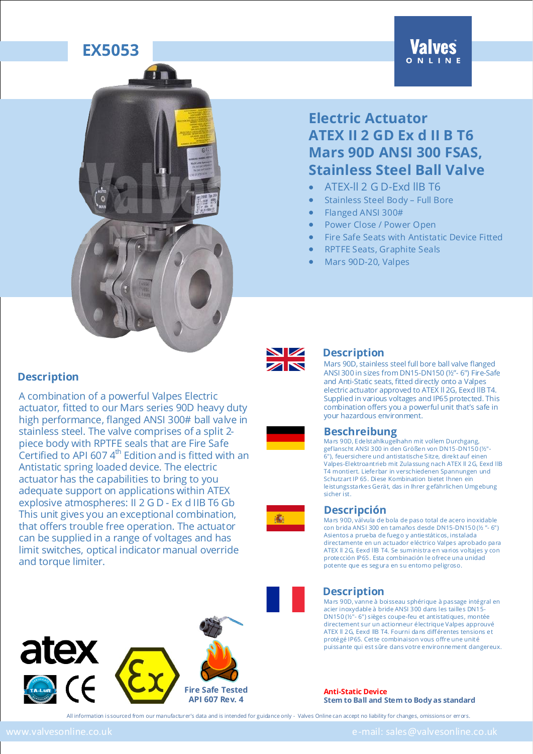# EX5053

## Electric Actuator ATEX II 2 GD Ex d II B T6 Mars 90D ANSI 300 FSAS, Stainless Steel Ball Valve

- ATEX-II 2 G D-Exd IIB T6
- Stainless Steel Body – Full Bore
- Flanged ANSI 300#
- Power Close / Power Open
- Fire Safe Seats with Antistatic Device Fitted
- RPTFE Seats, Graphite Seals
- Mars 90D-20, Valpes

## Description

A combination of a powerful Valpes Electric actuator, fitted to our Mars series 90D heavy duty high performance, flanged ANSI 300# ball valve in stainless steel. The valve comprises of a split 2-piece body with RPTFE seals that are Fire Safe Certified to API 607 4th Edition and is fitted with an Antistatic spring loaded device. The electric actuator has the capabilities to bring to you adequate support on applications within ATEX explosive atmospheres: II 2 G D - Ex d IIB T6 Gb This unit gives you an exceptional combination, that offers trouble free operation. The actuator can be supplied in a range of voltages and has limit switches, optical indicator manual override and torque limiter.

## Description

Mars 90D, stainless steel full bore ball valve flanged ANSI 300 in sizes from DN15-DN150 (½"- 6") Fire-Safe and Anti-Static seats, fitted directly onto a Valpes electric actuator approved to ATEX II 2G, Eexd IIB T4. Supplied in various voltages and IP65 protected. This combination offers you a powerful unit that's safe in your hazardous environment.

## Beschreibung

Mars 90D, Edelstahlkugelhahn mit vollem Durchgang, geflanscht ANSI 300 in den Größen von DN15-DN150 (½"-6"), feuersichere und antistatische Sitze, direkt auf einen Valpes-Elektroantrieb mit Zulassung nach ATEX II 2G, Eexd IIB T4 montiert. Lieferbar in verschiedenen Spannungen und Schutzart IP 65. Diese Kombination bietet Ihnen ein leistungsstarkes Gerät, das in Ihrer gefährlichen Umgebung sicher ist.

## Descripción

Mars 90D, válvula de bola de paso total de acero inoxidable con brida ANSI 300 en tamaños desde DN15-DN150 (½ "- 6") Asientos a prueba de fuego y antiestáticos, instalada directamente en un actuador eléctrico Valpes aprobado para ATEX II 2G, Eexd IIB T4. Se suministra en varios voltajes y con protección IP65. Esta combinación le ofrece una unidad potente que es segura en su entorno peligroso.

## Description

Mars 90D, vanne à boisseau sphérique à passage intégral en acier inoxydable à bride ANSI 300 dans les tailles DN15-DN150 (½"- 6") sièges coupe-feu et antistatiques, montée directement sur un actionneur électrique Valpes approuvé ATEX II 2G, Eexd IIB T4. Fourni dans différentes tensions et protégé IP65. Cette combinaison vous offre une unité puissante qui est sûre dans votre environnement dangereux.

Fire Safe Tested API 607 Rev. 4

**Anti-Static Device**
**Stem to Ball and Stem to Body as standard**

All information is sourced from our manufacturer's data and is intended for guidance only - Valves Online can accept no liability for changes, omissions or errors.

www.valvesonline.co.uk e-mail: sales@valvesonline.co.uk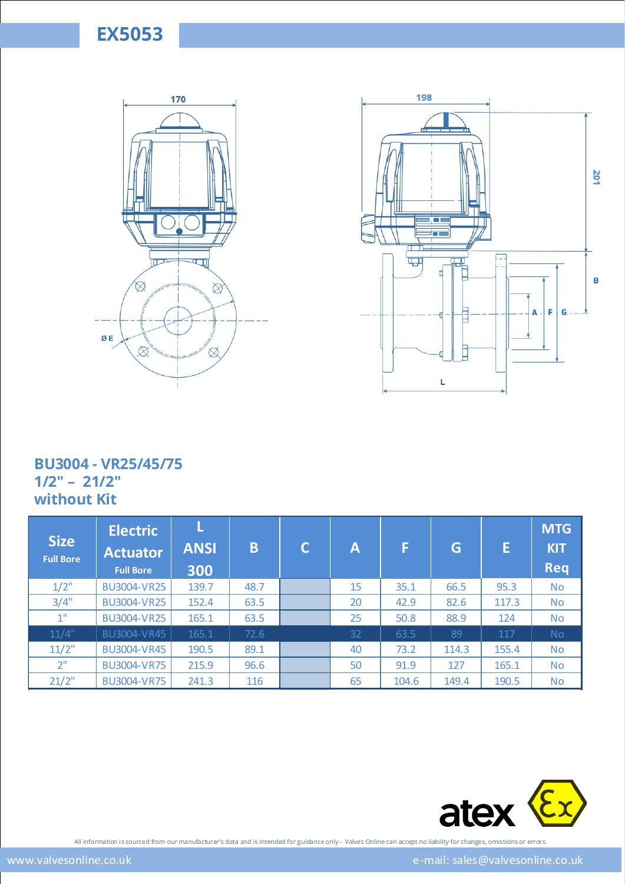# EX5053

170

198

201

B

A F G

ØE

L

## BU3004 - VR25/45/75
## 1/2" – 21/2"
## without Kit

| Size Full Bore | Electric Actuator Full Bore | L ANSI 300 | B | C | A | F | G | E | MTG KIT Req |
|---|---|---|---|---|---|---|---|---|---|
| 1/2" | BU3004-VR25 | 139.7 | 48.7 | | 15 | 35.1 | 66.5 | 95.3 | No |
| 3/4" | BU3004-VR25 | 152.4 | 63.5 | | 20 | 42.9 | 82.6 | 117.3 | No |
| 1" | BU3004-VR25 | 165.1 | 63.5 | | 25 | 50.8 | 88.9 | 124 | No |
| 11/4" | BU3004-VR45 | 165.1 | 72.6 | | 32 | 63.5 | 89 | 117 | No |
| 11/2" | BU3004-VR45 | 190.5 | 89.1 | | 40 | 73.2 | 114.3 | 155.4 | No |
| 2" | BU3004-VR75 | 215.9 | 96.6 | | 50 | 91.9 | 127 | 165.1 | No |
| 21/2" | BU3004-VR75 | 241.3 | 116 | | 65 | 104.6 | 149.4 | 190.5 | No |

atex

All information is sourced from our manufacturer's data and is intended for guidance only - Valves Online can accept no liability for changes, omissions or errors.

www.valvesonline.co.uk e-mail: sales@valvesonline.co.uk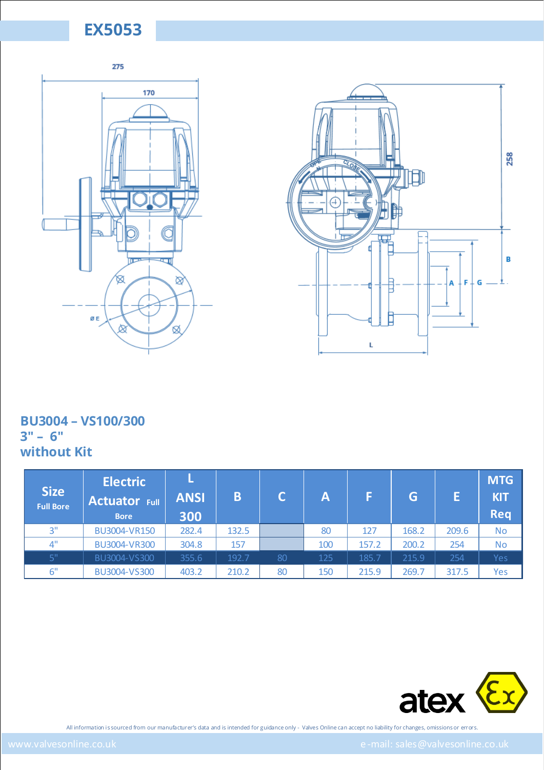# EX5053

275

170

258

B

A F G

ØE

L

## BU3004 – VS100/300
## 3" – 6"
## without Kit

| Size Full Bore | Electric Actuator Full Bore | L ANSI 300 | B | C | A | F | G | E | MTG KIT Req |
|---|---|---|---|---|---|---|---|---|---|
| 3" | BU3004-VR150 | 282.4 | 132.5 | | 80 | 127 | 168.2 | 209.6 | No |
| 4" | BU3004-VR300 | 304.8 | 157 | | 100 | 157.2 | 200.2 | 254 | No |
| 5" | BU3004-VS300 | 355.6 | 192.7 | 80 | 125 | 185.7 | 215.9 | 254 | Yes |
| 6" | BU3004-VS300 | 403.2 | 210.2 | 80 | 150 | 215.9 | 269.7 | 317.5 | Yes |

atex

All information is sourced from our manufacturer's data and is intended for guidance only - Valves Online can accept no liability for changes, omissions or errors.

www.valvesonline.co.uk e-mail: sales@valvesonline.co.uk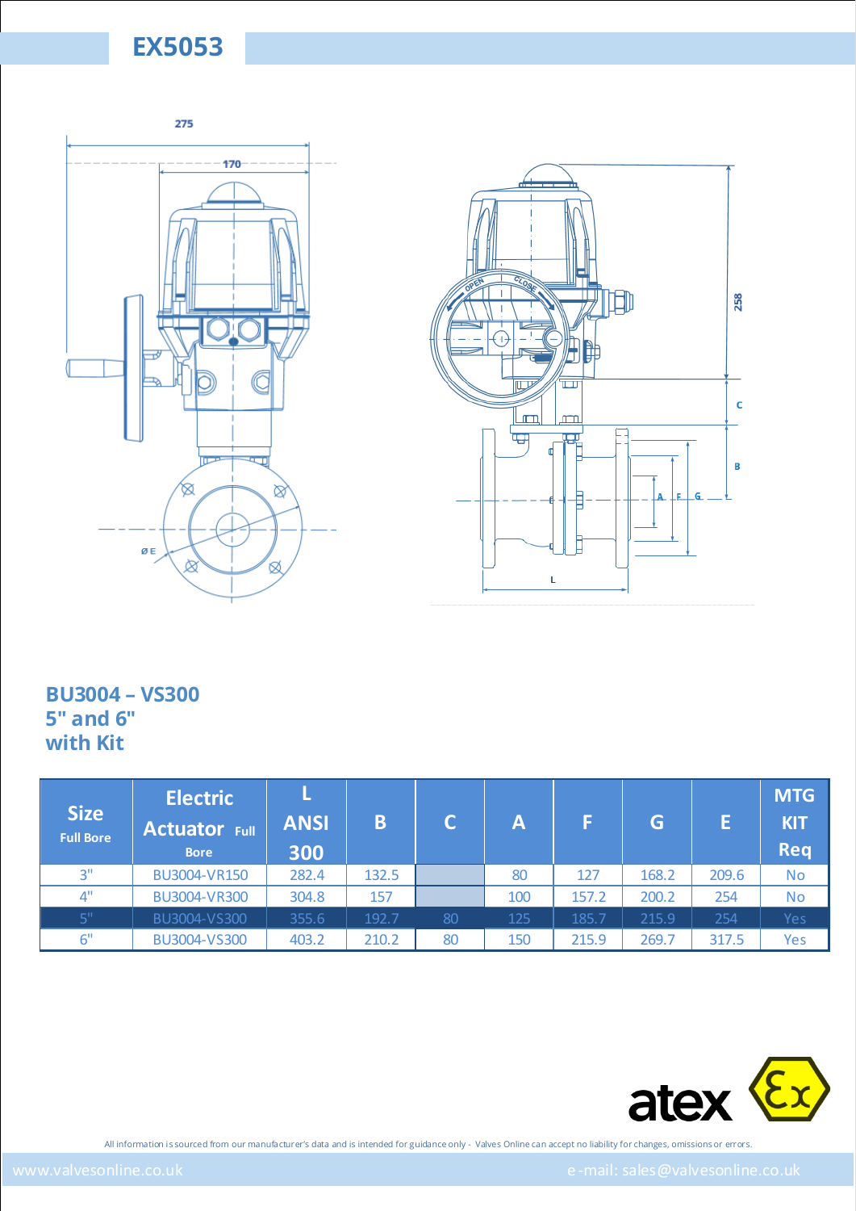# EX5053

## BU3004 – VS300 5" and 6" with Kit

| Size Full Bore | Electric Actuator Full Bore | L ANSI 300 | B | C | A | F | G | E | MTG KIT Req |
|---|---|---|---|---|---|---|---|---|---|
| 3" | BU3004-VR150 | 282.4 | 132.5 | | 80 | 127 | 168.2 | 209.6 | No |
| 4" | BU3004-VR300 | 304.8 | 157 | | 100 | 157.2 | 200.2 | 254 | No |
| 5" | BU3004-VS300 | 355.6 | 192.7 | 80 | 125 | 185.7 | 215.9 | 254 | Yes |
| 6" | BU3004-VS300 | 403.2 | 210.2 | 80 | 150 | 215.9 | 269.7 | 317.5 | Yes |

All information is sourced from our manufacturer's data and is intended for guidance only - Valves Online can accept no liability for changes, omissions or errors.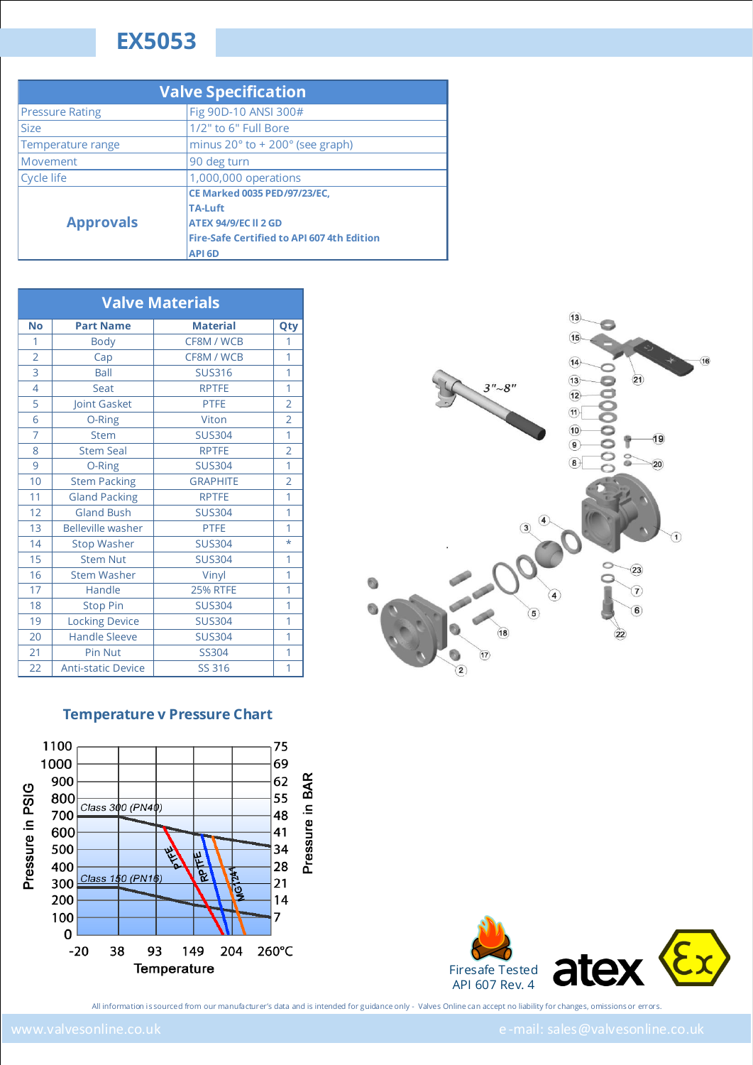# EX5053

## Valve Specification

| Valve Specification | |
|---|---|
| Pressure Rating | Fig 90D-10 ANSI 300# |
| Size | 1/2" to 6" Full Bore |
| Temperature range | minus 20° to + 200° (see graph) |
| Movement | 90 deg turn |
| Cycle life | 1,000,000 operations |
| **Approvals** | **CE Marked 0035 PED/97/23/EC,**<br>**TA-Luft**<br>**ATEX 94/9/EC II 2 GD**<br>**Fire-Safe Certified to API 607 4th Edition**<br>**API 6D** |

## Valve Materials

| No | Part Name | Material | Qty |
|---|---|---|---|
| 1 | Body | CF8M / WCB | 1 |
| 2 | Cap | CF8M / WCB | 1 |
| 3 | Ball | SUS316 | 1 |
| 4 | Seat | RPTFE | 2 |
| 5 | Joint Gasket | PTFE | 2 |
| 6 | O-Ring | Viton | 2 |
| 7 | Stem | SUS304 | 1 |
| 8 | Stem Seal | RPTFE | 2 |
| 9 | O-Ring | SUS304 | 1 |
| 10 | Stem Packing | GRAPHITE | 2 |
| 11 | Gland Packing | RPTFE | 1 |
| 12 | Gland Bush | SUS304 | 1 |
| 13 | Belleville washer | PTFE | 1 |
| 14 | Stop Washer | SUS304 | * |
| 15 | Stem Nut | SUS304 | 1 |
| 16 | Stem Washer | Vinyl | 1 |
| 17 | Handle | 25% RTFE | 1 |
| 18 | Stop Pin | SUS304 | 1 |
| 19 | Locking Device | SUS304 | 1 |
| 20 | Handle Sleeve | SUS304 | 1 |
| 21 | Pin Nut | SS304 | 1 |
| 22 | Anti-static Device | SS 316 | 1 |

3"~8"

## Temperature v Pressure Chart

Pressure in PSIG: 0, 100, 200, 300, 400, 500, 600, 700, 800, 900, 1000, 1100

Pressure in BAR: 7, 14, 21, 28, 34, 41, 48, 55, 62, 69, 75

Temperature: -20, 38, 93, 149, 204, 260°C

Class 300 (PN40), Class 150 (PN16), PTFE, RPTFE, MG1241

Firesafe Tested API 607 Rev. 4

atex

All information is sourced from our manufacturer's data and is intended for guidance only - Valves Online can accept no liability for changes, omissions or errors.

www.valvesonline.co.uk e-mail: sales@valvesonline.co.uk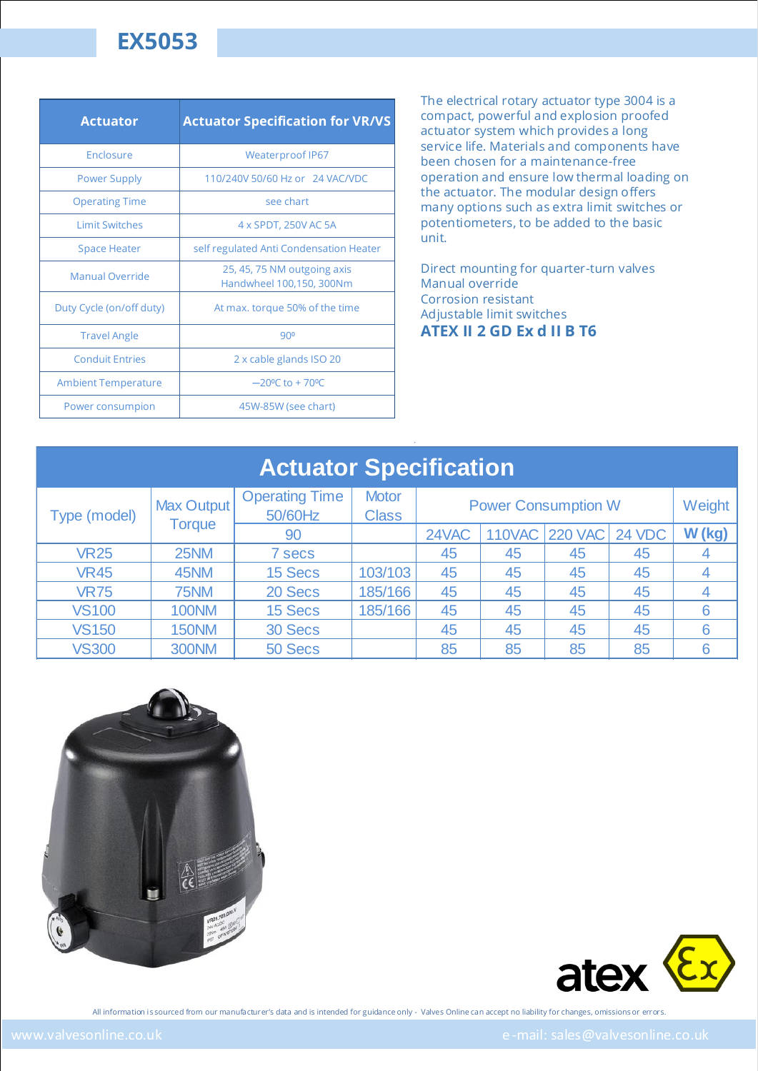# EX5053

| Actuator | Actuator Specification for VR/VS |
|---|---|
| Enclosure | Weaterproof IP67 |
| Power Supply | 110/240V 50/60 Hz or 24 VAC/VDC |
| Operating Time | see chart |
| Limit Switches | 4 x SPDT, 250V AC 5A |
| Space Heater | self regulated Anti Condensation Heater |
| Manual Override | 25, 45, 75 NM outgoing axis Handwheel 100,150, 300Nm |
| Duty Cycle (on/off duty) | At max. torque 50% of the time |
| Travel Angle | 90º |
| Conduit Entries | 2 x cable glands ISO 20 |
| Ambient Temperature | −20ºC to + 70ºC |
| Power consumpion | 45W-85W (see chart) |

The electrical rotary actuator type 3004 is a compact, powerful and explosion proofed actuator system which provides a long service life. Materials and components have been chosen for a maintenance-free operation and ensure low thermal loading on the actuator. The modular design offers many options such as extra limit switches or potentiometers, to be added to the basic unit.

Direct mounting for quarter-turn valves
Manual override
Corrosion resistant
Adjustable limit switches
**ATEX II 2 GD Ex d II B T6**

## Actuator Specification

| Type (model) | Max Output Torque | Operating Time 50/60Hz | Motor Class | Power Consumption W | | | | Weight |
|---|---|---|---|---|---|---|---|---|
| | | 90 | | 24VAC | 110VAC | 220 VAC | 24 VDC | W (kg) |
| VR25 | 25NM | 7 secs | | 45 | 45 | 45 | 45 | 4 |
| VR45 | 45NM | 15 Secs | 103/103 | 45 | 45 | 45 | 45 | 4 |
| VR75 | 75NM | 20 Secs | 185/166 | 45 | 45 | 45 | 45 | 4 |
| VS100 | 100NM | 15 Secs | 185/166 | 45 | 45 | 45 | 45 | 6 |
| VS150 | 150NM | 30 Secs | | 45 | 45 | 45 | 45 | 6 |
| VS300 | 300NM | 50 Secs | | 85 | 85 | 85 | 85 | 6 |

All information is sourced from our manufacturer's data and is intended for guidance only - Valves Online can accept no liability for changes, omissions or errors.

www.valvesonline.co.uk e-mail: sales@valvesonline.co.uk